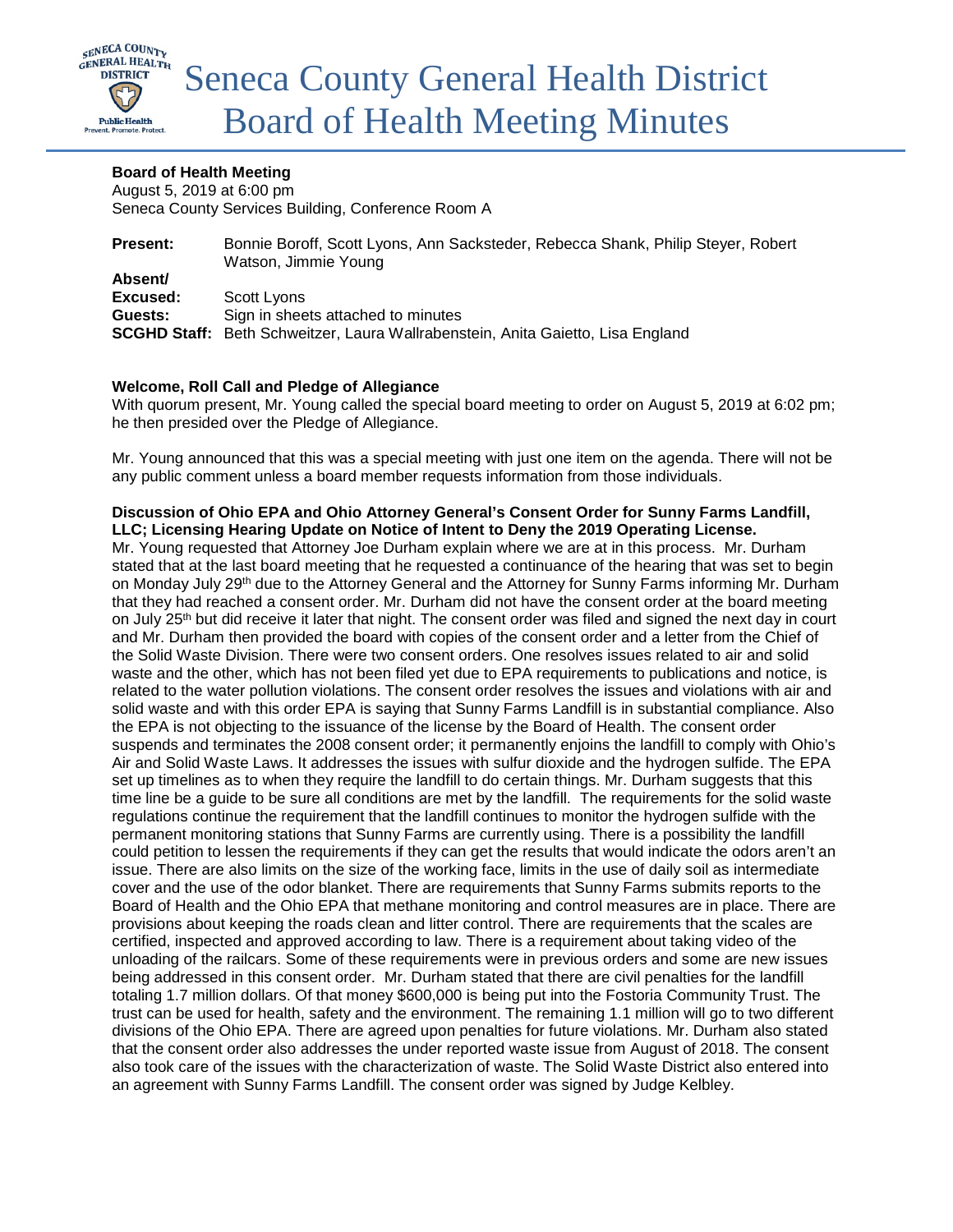# Seneca County General Health District Board of Health Meeting Minutes

**Board of Health Meeting**
August 5, 2019 at 6:00 pm
Seneca County Services Building, Conference Room A

**Present:** Bonnie Boroff, Scott Lyons, Ann Sacksteder, Rebecca Shank, Philip Steyer, Robert Watson, Jimmie Young
**Absent/ Excused:** Scott Lyons
**Guests:** Sign in sheets attached to minutes
**SCGHD Staff:** Beth Schweitzer, Laura Wallrabenstein, Anita Gaietto, Lisa England

**Welcome, Roll Call and Pledge of Allegiance**
With quorum present, Mr. Young called the special board meeting to order on August 5, 2019 at 6:02 pm; he then presided over the Pledge of Allegiance.

Mr. Young announced that this was a special meeting with just one item on the agenda. There will not be any public comment unless a board member requests information from those individuals.

**Discussion of Ohio EPA and Ohio Attorney General's Consent Order for Sunny Farms Landfill, LLC; Licensing Hearing Update on Notice of Intent to Deny the 2019 Operating License.**
Mr. Young requested that Attorney Joe Durham explain where we are at in this process. Mr. Durham stated that at the last board meeting that he requested a continuance of the hearing that was set to begin on Monday July 29th due to the Attorney General and the Attorney for Sunny Farms informing Mr. Durham that they had reached a consent order. Mr. Durham did not have the consent order at the board meeting on July 25th but did receive it later that night. The consent order was filed and signed the next day in court and Mr. Durham then provided the board with copies of the consent order and a letter from the Chief of the Solid Waste Division. There were two consent orders. One resolves issues related to air and solid waste and the other, which has not been filed yet due to EPA requirements to publications and notice, is related to the water pollution violations. The consent order resolves the issues and violations with air and solid waste and with this order EPA is saying that Sunny Farms Landfill is in substantial compliance. Also the EPA is not objecting to the issuance of the license by the Board of Health. The consent order suspends and terminates the 2008 consent order; it permanently enjoins the landfill to comply with Ohio's Air and Solid Waste Laws. It addresses the issues with sulfur dioxide and the hydrogen sulfide. The EPA set up timelines as to when they require the landfill to do certain things. Mr. Durham suggests that this time line be a guide to be sure all conditions are met by the landfill. The requirements for the solid waste regulations continue the requirement that the landfill continues to monitor the hydrogen sulfide with the permanent monitoring stations that Sunny Farms are currently using. There is a possibility the landfill could petition to lessen the requirements if they can get the results that would indicate the odors aren't an issue. There are also limits on the size of the working face, limits in the use of daily soil as intermediate cover and the use of the odor blanket. There are requirements that Sunny Farms submits reports to the Board of Health and the Ohio EPA that methane monitoring and control measures are in place. There are provisions about keeping the roads clean and litter control. There are requirements that the scales are certified, inspected and approved according to law. There is a requirement about taking video of the unloading of the railcars. Some of these requirements were in previous orders and some are new issues being addressed in this consent order. Mr. Durham stated that there are civil penalties for the landfill totaling 1.7 million dollars. Of that money $600,000 is being put into the Fostoria Community Trust. The trust can be used for health, safety and the environment. The remaining 1.1 million will go to two different divisions of the Ohio EPA. There are agreed upon penalties for future violations. Mr. Durham also stated that the consent order also addresses the under reported waste issue from August of 2018. The consent also took care of the issues with the characterization of waste. The Solid Waste District also entered into an agreement with Sunny Farms Landfill. The consent order was signed by Judge Kelbley.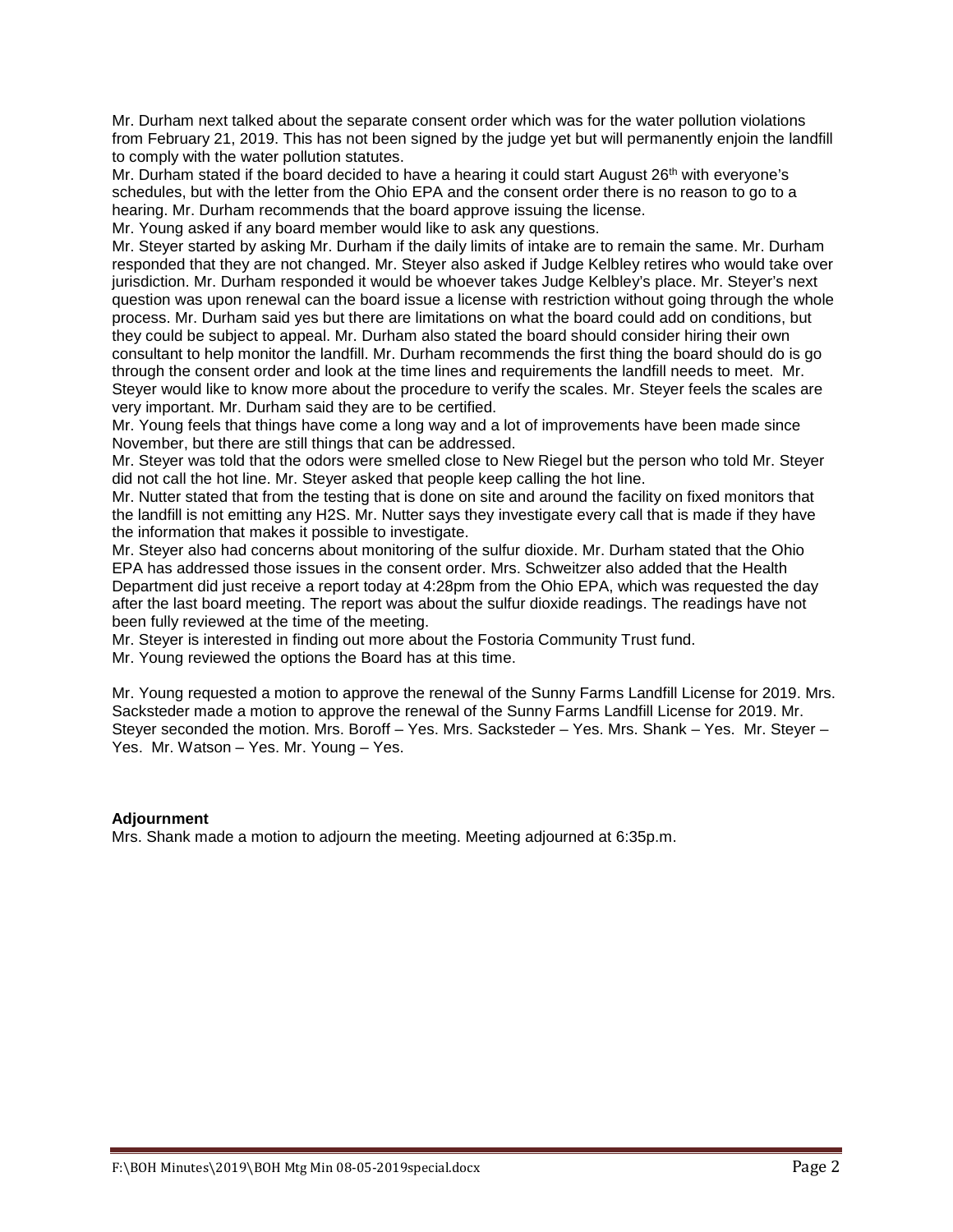Mr. Durham next talked about the separate consent order which was for the water pollution violations from February 21, 2019. This has not been signed by the judge yet but will permanently enjoin the landfill to comply with the water pollution statutes.

Mr. Durham stated if the board decided to have a hearing it could start August 26th with everyone's schedules, but with the letter from the Ohio EPA and the consent order there is no reason to go to a hearing. Mr. Durham recommends that the board approve issuing the license.

Mr. Young asked if any board member would like to ask any questions.

Mr. Steyer started by asking Mr. Durham if the daily limits of intake are to remain the same. Mr. Durham responded that they are not changed. Mr. Steyer also asked if Judge Kelbley retires who would take over jurisdiction. Mr. Durham responded it would be whoever takes Judge Kelbley's place. Mr. Steyer's next question was upon renewal can the board issue a license with restriction without going through the whole process. Mr. Durham said yes but there are limitations on what the board could add on conditions, but they could be subject to appeal. Mr. Durham also stated the board should consider hiring their own consultant to help monitor the landfill. Mr. Durham recommends the first thing the board should do is go through the consent order and look at the time lines and requirements the landfill needs to meet. Mr. Steyer would like to know more about the procedure to verify the scales. Mr. Steyer feels the scales are very important. Mr. Durham said they are to be certified.

Mr. Young feels that things have come a long way and a lot of improvements have been made since November, but there are still things that can be addressed.

Mr. Steyer was told that the odors were smelled close to New Riegel but the person who told Mr. Steyer did not call the hot line. Mr. Steyer asked that people keep calling the hot line.

Mr. Nutter stated that from the testing that is done on site and around the facility on fixed monitors that the landfill is not emitting any $H_2S$. Mr. Nutter says they investigate every call that is made if they have the information that makes it possible to investigate.

Mr. Steyer also had concerns about monitoring of the sulfur dioxide. Mr. Durham stated that the Ohio EPA has addressed those issues in the consent order. Mrs. Schweitzer also added that the Health Department did just receive a report today at 4:28pm from the Ohio EPA, which was requested the day after the last board meeting. The report was about the sulfur dioxide readings. The readings have not been fully reviewed at the time of the meeting.

Mr. Steyer is interested in finding out more about the Fostoria Community Trust fund.

Mr. Young reviewed the options the Board has at this time.

Mr. Young requested a motion to approve the renewal of the Sunny Farms Landfill License for 2019. Mrs. Sacksteder made a motion to approve the renewal of the Sunny Farms Landfill License for 2019. Mr. Steyer seconded the motion. Mrs. Boroff – Yes. Mrs. Sacksteder – Yes. Mrs. Shank – Yes. Mr. Steyer – Yes. Mr. Watson – Yes. Mr. Young – Yes.

**Adjournment**

Mrs. Shank made a motion to adjourn the meeting. Meeting adjourned at 6:35p.m.